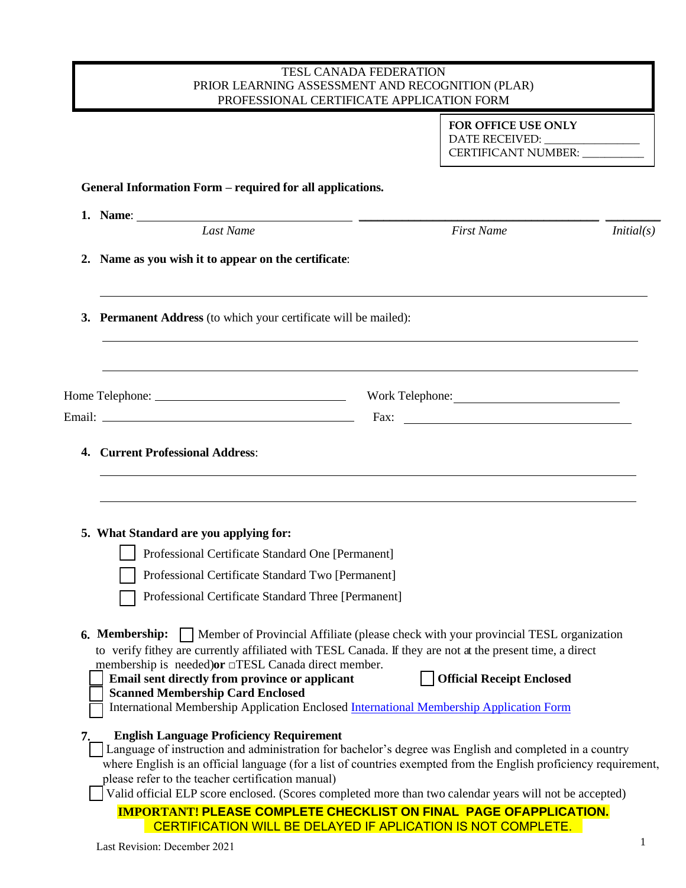# TESL CANADA FEDERATION
## PRIOR LEARNING ASSESSMENT AND RECOGNITION (PLAR)
## PROFESSIONAL CERTIFICATE APPLICATION FORM

**FOR OFFICE USE ONLY**
DATE RECEIVED: ________________
CERTIFICANT NUMBER: ___________

**General Information Form – required for all applications.**

1. **Name**: ______________________ ______________________ ________
   *Last Name* *First Name* *Initial(s)*

2. **Name as you wish it to appear on the certificate**:

   ___________________________________________________________

3. **Permanent Address** (to which your certificate will be mailed):

   ___________________________________________________________

   ___________________________________________________________

Home Telephone: ______________________ Work Telephone: ______________________

Email: ______________________ Fax: ______________________

4. **Current Professional Address**:

   ___________________________________________________________

   ___________________________________________________________

5. **What Standard are you applying for:**
   - ☐ Professional Certificate Standard One [Permanent]
   - ☐ Professional Certificate Standard Two [Permanent]
   - ☐ Professional Certificate Standard Three [Permanent]

6. **Membership:** ☐ Member of Provincial Affiliate (please check with your provincial TESL organization to verify fithey are currently affiliated with TESL Canada. If they are not at the present time, a direct membership is needed)**or** □TESL Canada direct member.
   - ☐ **Email sent directly from province or applicant** ☐ **Official Receipt Enclosed**
   - ☐ **Scanned Membership Card Enclosed**
   - ☐ International Membership Application Enclosed [International Membership Application Form]

7. **English Language Proficiency Requirement**
   - ☐ Language of instruction and administration for bachelor's degree was English and completed in a country where English is an official language (for a list of countries exempted from the English proficiency requirement, please refer to the teacher certification manual)
   - ☐ Valid official ELP score enclosed. (Scores completed more than two calendar years will not be accepted)

**IMPORTANT! PLEASE COMPLETE CHECKLIST ON FINAL PAGE OFAPPLICATION.**
CERTIFICATION WILL BE DELAYED IF APLICATION IS NOT COMPLETE.

Last Revision: December 2021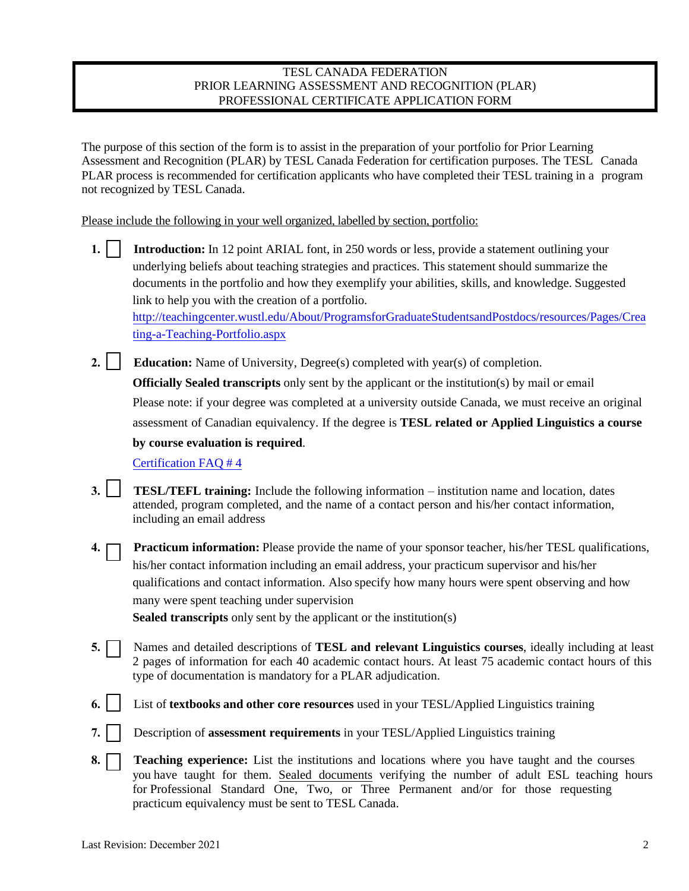TESL CANADA FEDERATION
PRIOR LEARNING ASSESSMENT AND RECOGNITION (PLAR)
PROFESSIONAL CERTIFICATE APPLICATION FORM

The purpose of this section of the form is to assist in the preparation of your portfolio for Prior Learning Assessment and Recognition (PLAR) by TESL Canada Federation for certification purposes. The TESL Canada PLAR process is recommended for certification applicants who have completed their TESL training in a program not recognized by TESL Canada.

Please include the following in your well organized, labelled by section, portfolio:

1. ☐ **Introduction:** In 12 point ARIAL font, in 250 words or less, provide a statement outlining your underlying beliefs about teaching strategies and practices. This statement should summarize the documents in the portfolio and how they exemplify your abilities, skills, and knowledge. Suggested link to help you with the creation of a portfolio. http://teachingcenter.wustl.edu/About/ProgramsforGraduateStudentsandPostdocs/resources/Pages/Creating-a-Teaching-Portfolio.aspx

2. ☐ **Education:** Name of University, Degree(s) completed with year(s) of completion.
   **Officially Sealed transcripts** only sent by the applicant or the institution(s) by mail or email
   Please note: if your degree was completed at a university outside Canada, we must receive an original assessment of Canadian equivalency. If the degree is **TESL related or Applied Linguistics a course by course evaluation is required**.
   Certification FAQ # 4

3. ☐ **TESL/TEFL training:** Include the following information – institution name and location, dates attended, program completed, and the name of a contact person and his/her contact information, including an email address

4. ☐ **Practicum information:** Please provide the name of your sponsor teacher, his/her TESL qualifications, his/her contact information including an email address, your practicum supervisor and his/her qualifications and contact information. Also specify how many hours were spent observing and how many were spent teaching under supervision
   **Sealed transcripts** only sent by the applicant or the institution(s)

5. ☐ Names and detailed descriptions of **TESL and relevant Linguistics courses**, ideally including at least 2 pages of information for each 40 academic contact hours. At least 75 academic contact hours of this type of documentation is mandatory for a PLAR adjudication.

6. ☐ List of **textbooks and other core resources** used in your TESL/Applied Linguistics training

7. ☐ Description of **assessment requirements** in your TESL/Applied Linguistics training

8. ☐ **Teaching experience:** List the institutions and locations where you have taught and the courses you have taught for them. Sealed documents verifying the number of adult ESL teaching hours for Professional Standard One, Two, or Three Permanent and/or for those requesting practicum equivalency must be sent to TESL Canada.

Last Revision: December 2021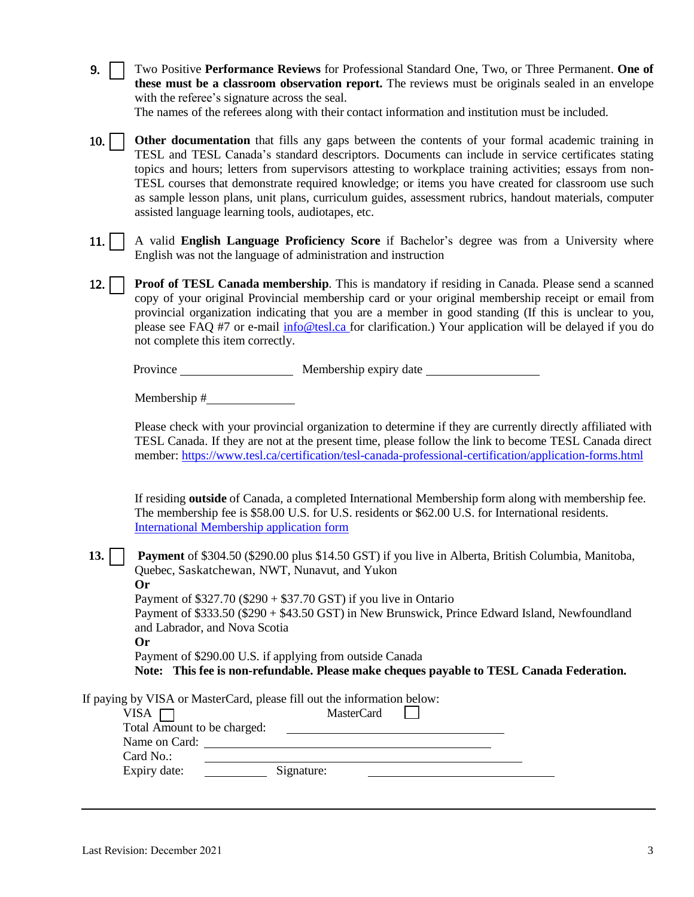9. ☐ Two Positive **Performance Reviews** for Professional Standard One, Two, or Three Permanent. **One of these must be a classroom observation report.** The reviews must be originals sealed in an envelope with the referee's signature across the seal.
   The names of the referees along with their contact information and institution must be included.

10. ☐ **Other documentation** that fills any gaps between the contents of your formal academic training in TESL and TESL Canada's standard descriptors. Documents can include in service certificates stating topics and hours; letters from supervisors attesting to workplace training activities; essays from non-TESL courses that demonstrate required knowledge; or items you have created for classroom use such as sample lesson plans, unit plans, curriculum guides, assessment rubrics, handout materials, computer assisted language learning tools, audiotapes, etc.

11. ☐ A valid **English Language Proficiency Score** if Bachelor's degree was from a University where English was not the language of administration and instruction

12. ☐ **Proof of TESL Canada membership**. This is mandatory if residing in Canada. Please send a scanned copy of your original Provincial membership card or your original membership receipt or email from provincial organization indicating that you are a member in good standing (If this is unclear to you, please see FAQ #7 or e-mail [info@tesl.ca](mailto:info@tesl.ca) for clarification.) Your application will be delayed if you do not complete this item correctly.

    Province ____________________ Membership expiry date ____________________

    Membership #________________

    Please check with your provincial organization to determine if they are currently directly affiliated with TESL Canada. If they are not at the present time, please follow the link to become TESL Canada direct member: [https://www.tesl.ca/certification/tesl-canada-professional-certification/application-forms.html](https://www.tesl.ca/certification/tesl-canada-professional-certification/application-forms.html)

    If residing **outside** of Canada, a completed International Membership form along with membership fee. The membership fee is $58.00 U.S. for U.S. residents or $62.00 U.S. for International residents.
    [International Membership application form]()

13. ☐ **Payment** of $304.50 ($290.00 plus $14.50 GST) if you live in Alberta, British Columbia, Manitoba, Quebec, Saskatchewan, NWT, Nunavut, and Yukon
    **Or**
    Payment of $327.70 ($290 + $37.70 GST) if you live in Ontario
    Payment of $333.50 ($290 + $43.50 GST) in New Brunswick, Prince Edward Island, Newfoundland and Labrador, and Nova Scotia
    **Or**
    Payment of $290.00 U.S. if applying from outside Canada
    **Note: This fee is non-refundable. Please make cheques payable to TESL Canada Federation.**

If paying by VISA or MasterCard, please fill out the information below:

VISA ☐ MasterCard ☐

Total Amount to be charged: ______________________________

Name on Card: ______________________________

Card No.: ______________________________

Expiry date: ____________ Signature: ______________________________

Last Revision: December 2021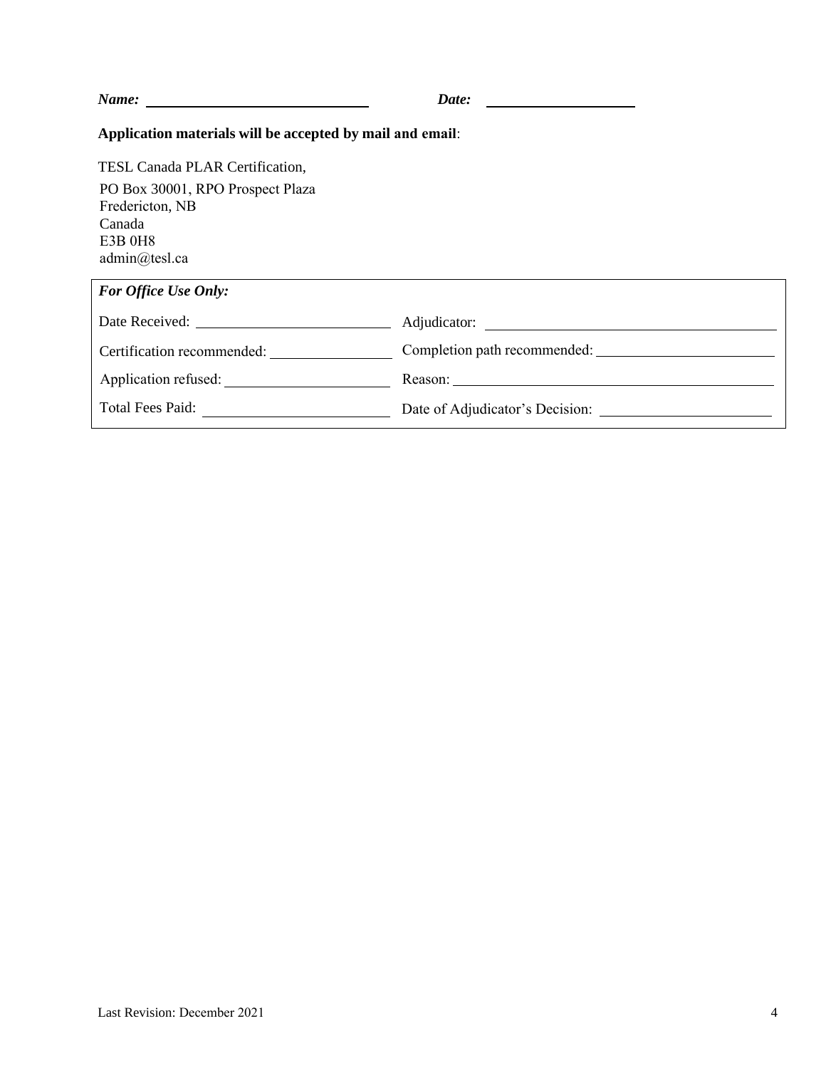***Name:*** ______________________________ ***Date:*** ____________________

**Application materials will be accepted by mail and email**:

TESL Canada PLAR Certification,
PO Box 30001, RPO Prospect Plaza
Fredericton, NB
Canada
E3B 0H8
admin@tesl.ca

| ***For Office Use Only:*** | |
|---|---|
| Date Received: ____________________ | Adjudicator: ____________________ |
| Certification recommended: ____________________ | Completion path recommended: ____________________ |
| Application refused: ____________________ | Reason: ____________________ |
| Total Fees Paid: ____________________ | Date of Adjudicator's Decision: ____________________ |

Last Revision: December 2021